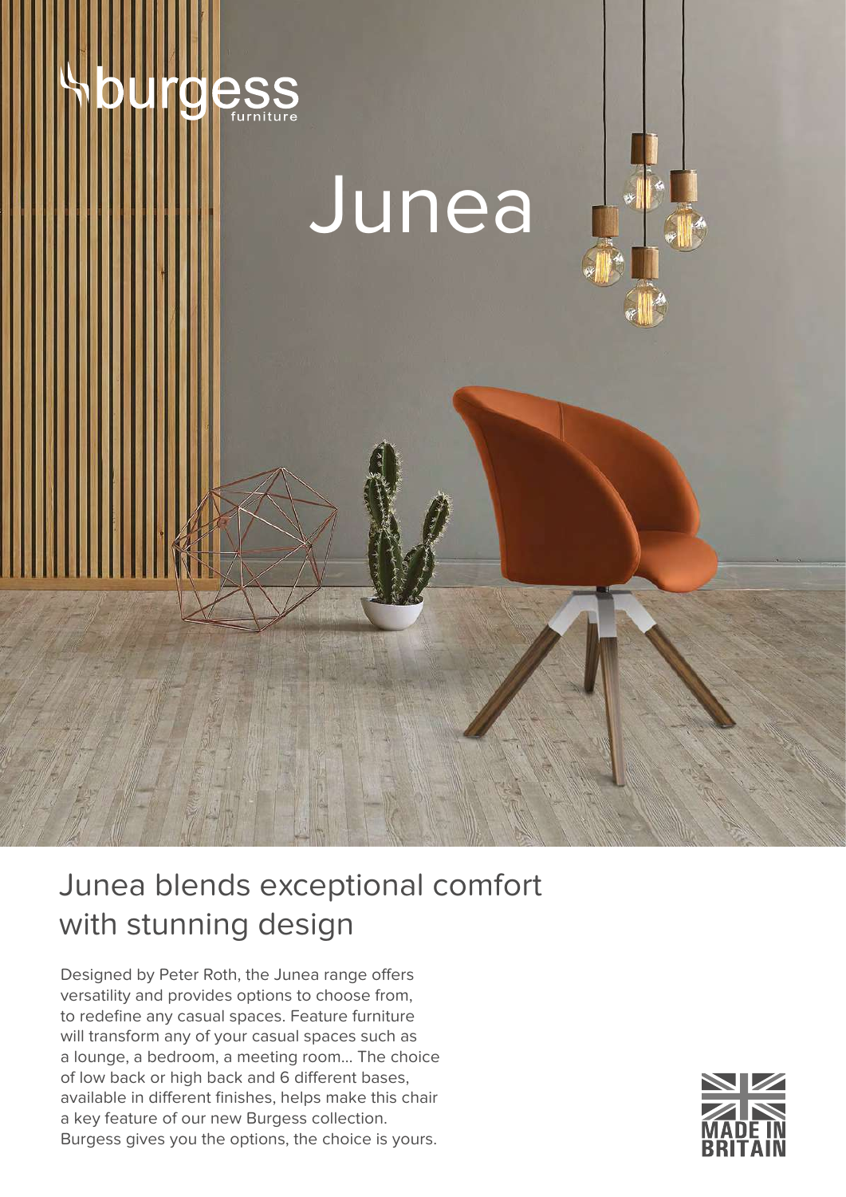burgess furniture

# Junea

## Junea blends exceptional comfort with stunning design

Designed by Peter Roth, the Junea range offers versatility and provides options to choose from, to redefine any casual spaces. Feature furniture will transform any of your casual spaces such as a lounge, a bedroom, a meeting room... The choice of low back or high back and 6 different bases, available in different finishes, helps make this chair a key feature of our new Burgess collection. Burgess gives you the options, the choice is yours.

MADE IN BRITAIN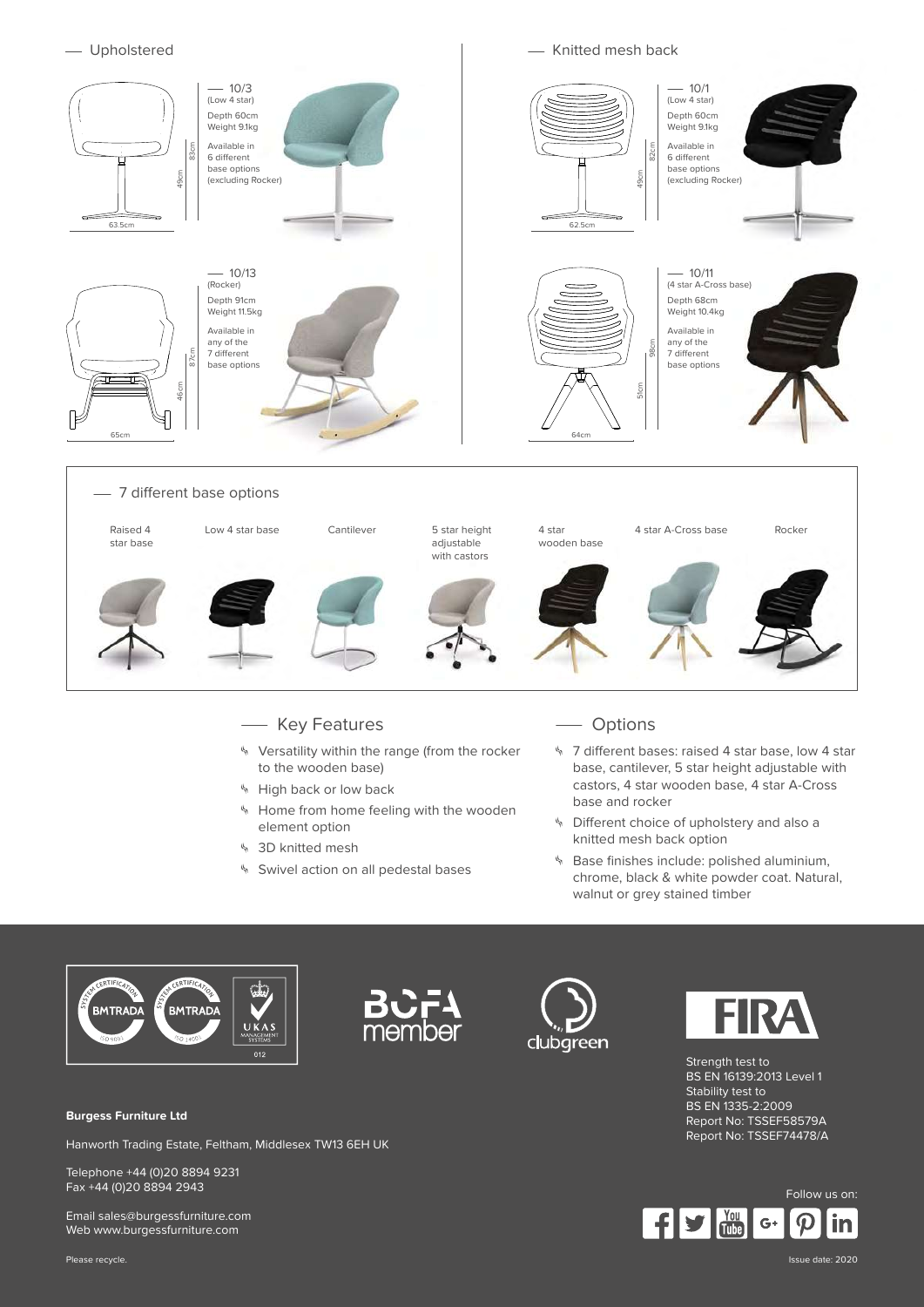## Upholstered

### 10/3
(Low 4 star)

Depth 60cm
Weight 9.1kg

Available in 6 different base options (excluding Rocker)

83cm
49cm
63.5cm

### 10/13
(Rocker)

Depth 91cm
Weight 11.5kg

Available in any of the 7 different base options

87cm
46cm
65cm

## Knitted mesh back

### 10/1
(Low 4 star)

Depth 60cm
Weight 9.1kg

Available in 6 different base options (excluding Rocker)

82cm
49cm
62.5cm

### 10/11
(4 star A-Cross base)

Depth 68cm
Weight 10.4kg

Available in any of the 7 different base options

98cm
51cm
64cm

## 7 different base options

Raised 4 star base

Low 4 star base

Cantilever

5 star height adjustable with castors

4 star wooden base

4 star A-Cross base

Rocker

## Key Features

- Versatility within the range (from the rocker to the wooden base)
- High back or low back
- Home from home feeling with the wooden element option
- 3D knitted mesh
- Swivel action on all pedestal bases

## Options

- 7 different bases: raised 4 star base, low 4 star base, cantilever, 5 star height adjustable with castors, 4 star wooden base, 4 star A-Cross base and rocker
- Different choice of upholstery and also a knitted mesh back option
- Base finishes include: polished aluminium, chrome, black & white powder coat. Natural, walnut or grey stained timber

BMTRADA ISO 9001 BMTRADA ISO 14001 UKAS MANAGEMENT SYSTEMS 012

BCFA member

clubgreen

FIRA

Strength test to
BS EN 16139:2013 Level 1
Stability test to
BS EN 1335-2:2009
Report No: TSSEF58579A
Report No: TSSEF74478/A

**Burgess Furniture Ltd**

Hanworth Trading Estate, Feltham, Middlesex TW13 6EH UK

Telephone +44 (0)20 8894 9231
Fax +44 (0)20 8894 2943

Email sales@burgessfurniture.com
Web www.burgessfurniture.com

Follow us on:

Please recycle.

Issue date: 2020